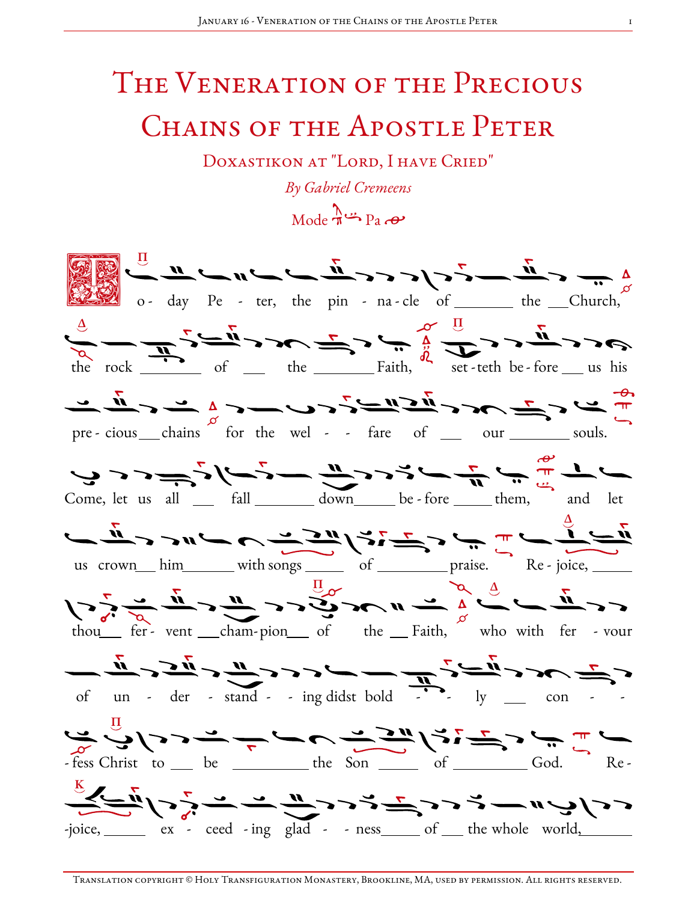# The Veneration of the Precious Chains of the Apostle Peter

## Doxastikon at "Lord, I have Cried"

*By Gabriel Cremeens*

Mode Pa

To - day Pe - ter, the pin - na - cle of ___ the ___ Church, the rock ___ of ___ the ___ Faith, set - teth be - fore ___ us his pre - cious ___ chains for the wel - - fare of ___ our ___ souls. Come, let us all ___ fall ___ down ___ be - fore ___ them, and let us crown ___ him ___ with songs ___ of ___ praise. Re - joice, ___ thou ___ fer - vent ___ cham - pion ___ of the ___ Faith, who with fer - vour of un - der - stand - - ing didst bold - - ly ___ con - - - fess Christ to ___ be ___ the Son ___ of ___ God. Re - joice, ___ ex - ceed - ing glad - - ness ___ of ___ the whole world, ___

Translation copyright © Holy Transfiguration Monastery, Brookline, MA, used by permission. All rights reserved.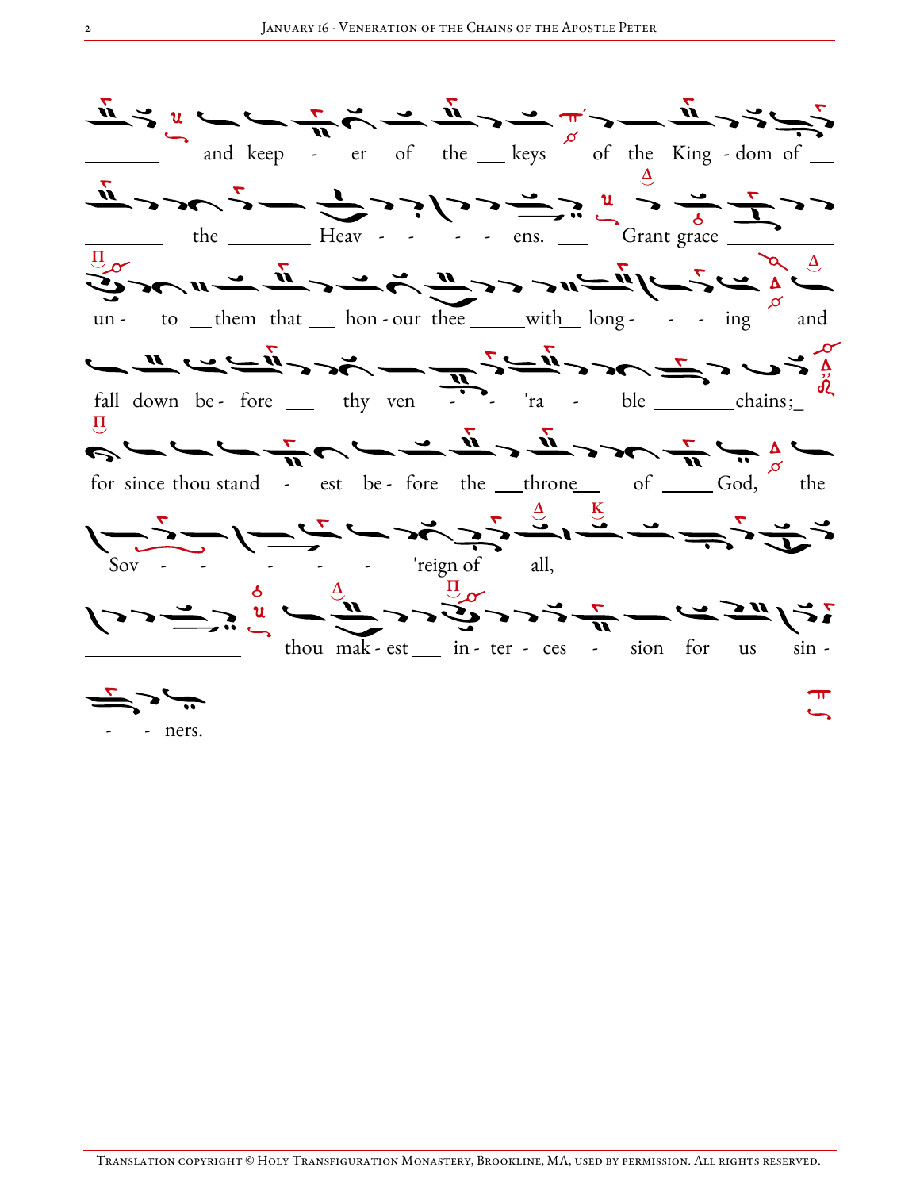and keep - er of the keys of the King - dom of

the Heav - - - - ens. Grant grace

un - to them that hon - our thee with long - - - ing and

fall down be - fore thy ven - - 'ra - ble chains;

for since thou stand - est be - fore the throne of God, the

Sov - - - - - 'reign of all,

thou mak - est in - ter - ces - sion for us sin -

- - ners.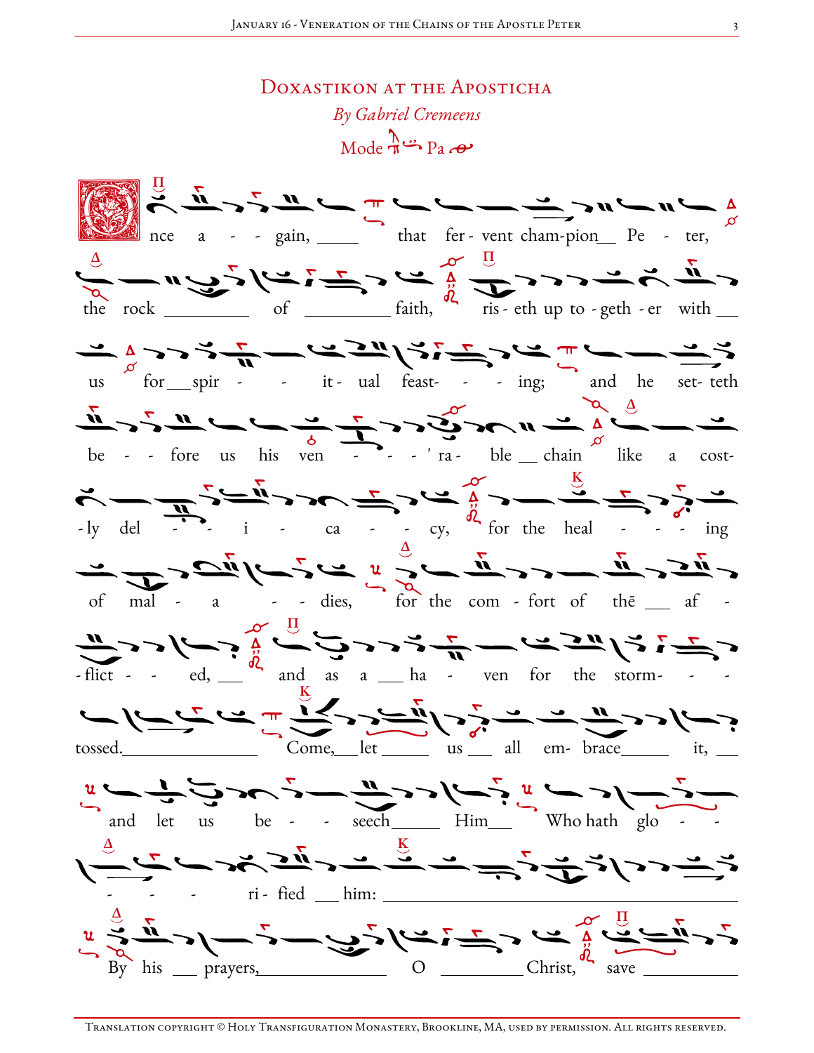# Doxastikon at the Aposticha

*By Gabriel Cremeens*

Mode Pa

Once a - - gain, ____ that fer - vent cham-pion__ Pe - ter,

the rock ________ of ________ faith, ris - eth up to - geth - er with __

us for __ spir - - it - ual feast- - - ing; and he set- teth

be - - fore us his ven - - - 'ra - ble __ chain like a cost-

-ly del - - i - ca - - cy, for the heal - - - ing

of mal - a - - dies, for the com - fort of thē __ af -

-flict - - ed, ___ and as a __ ha - ven for the storm- - -

tossed.______________ Come,__let _____ us ___ all em- brace______ it, ___

and let us be - - seech______ Him___ Who hath glo - -

- - - ri - fied ___ him: ________________________________

By his ___ prayers,______________ O __________Christ, save __________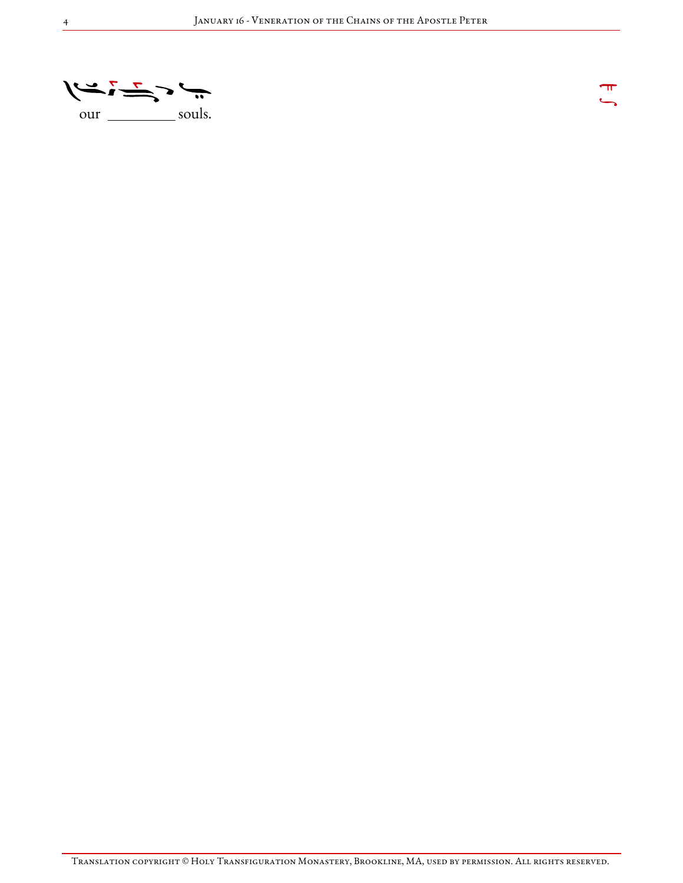our __________ souls.